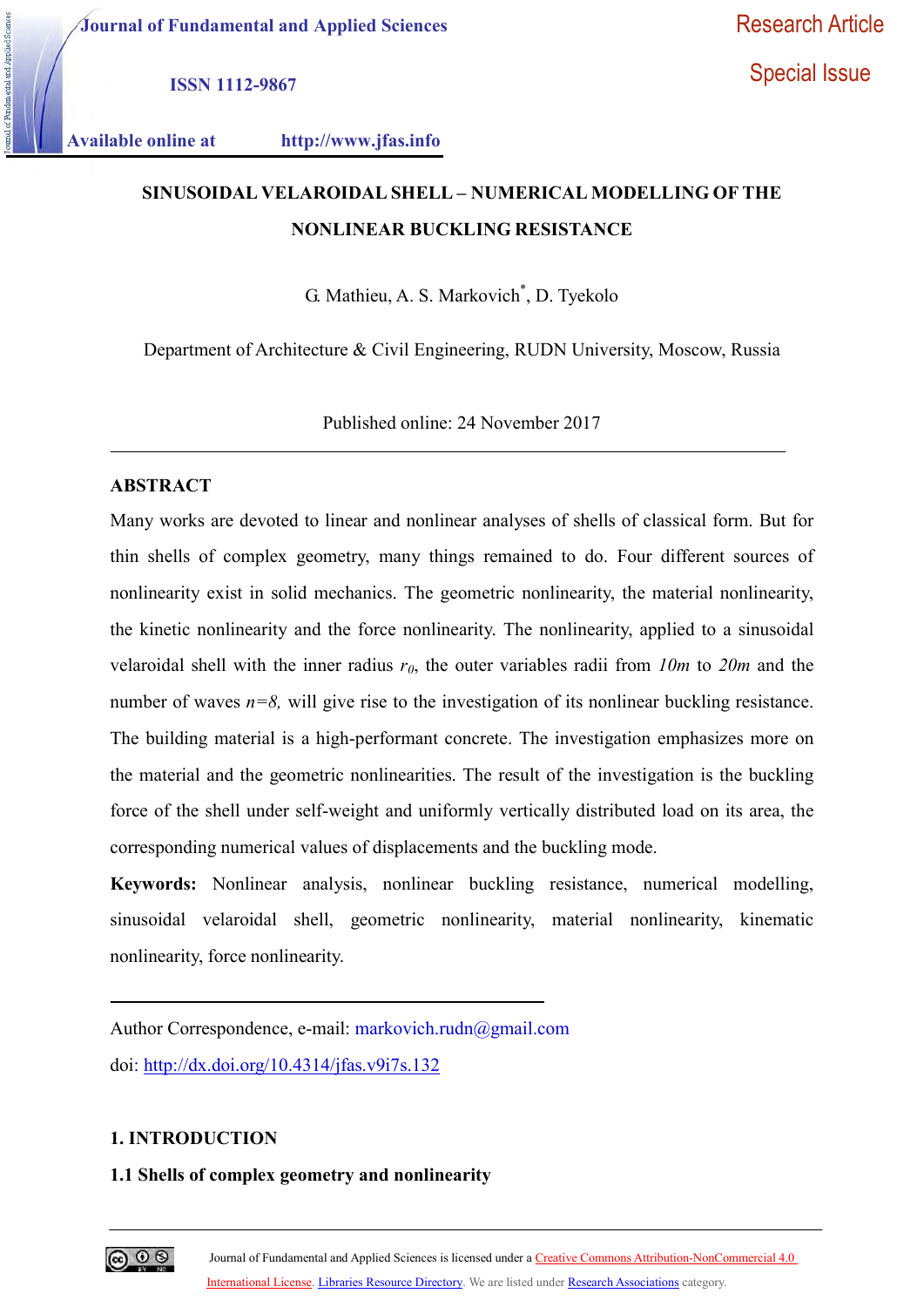Journal of Fundamental and Applied Sciences

ISSN 1112-9867

Available online at http://www.jfas.info

Research Article

Special Issue

# SINUSOIDAL VELAROIDAL SHELL – NUMERICAL MODELLING OF THE NONLINEAR BUCKLING RESISTANCE

G. Mathieu, A. S. Markovich*, D. Tyekolo

Department of Architecture & Civil Engineering, RUDN University, Moscow, Russia

Published online: 24 November 2017

## ABSTRACT

Many works are devoted to linear and nonlinear analyses of shells of classical form. But for thin shells of complex geometry, many things remained to do. Four different sources of nonlinearity exist in solid mechanics. The geometric nonlinearity, the material nonlinearity, the kinetic nonlinearity and the force nonlinearity. The nonlinearity, applied to a sinusoidal velaroidal shell with the inner radius $r_0$, the outer variables radii from *10m* to *20m* and the number of waves *n=8,* will give rise to the investigation of its nonlinear buckling resistance. The building material is a high-performant concrete. The investigation emphasizes more on the material and the geometric nonlinearities. The result of the investigation is the buckling force of the shell under self-weight and uniformly vertically distributed load on its area, the corresponding numerical values of displacements and the buckling mode.

**Keywords:** Nonlinear analysis, nonlinear buckling resistance, numerical modelling, sinusoidal velaroidal shell, geometric nonlinearity, material nonlinearity, kinematic nonlinearity, force nonlinearity.

Author Correspondence, e-mail: markovich.rudn@gmail.com

doi: http://dx.doi.org/10.4314/jfas.v9i7s.132

## 1. INTRODUCTION

### 1.1 Shells of complex geometry and nonlinearity

Journal of Fundamental and Applied Sciences is licensed under a Creative Commons Attribution-NonCommercial 4.0 International License. Libraries Resource Directory. We are listed under Research Associations category.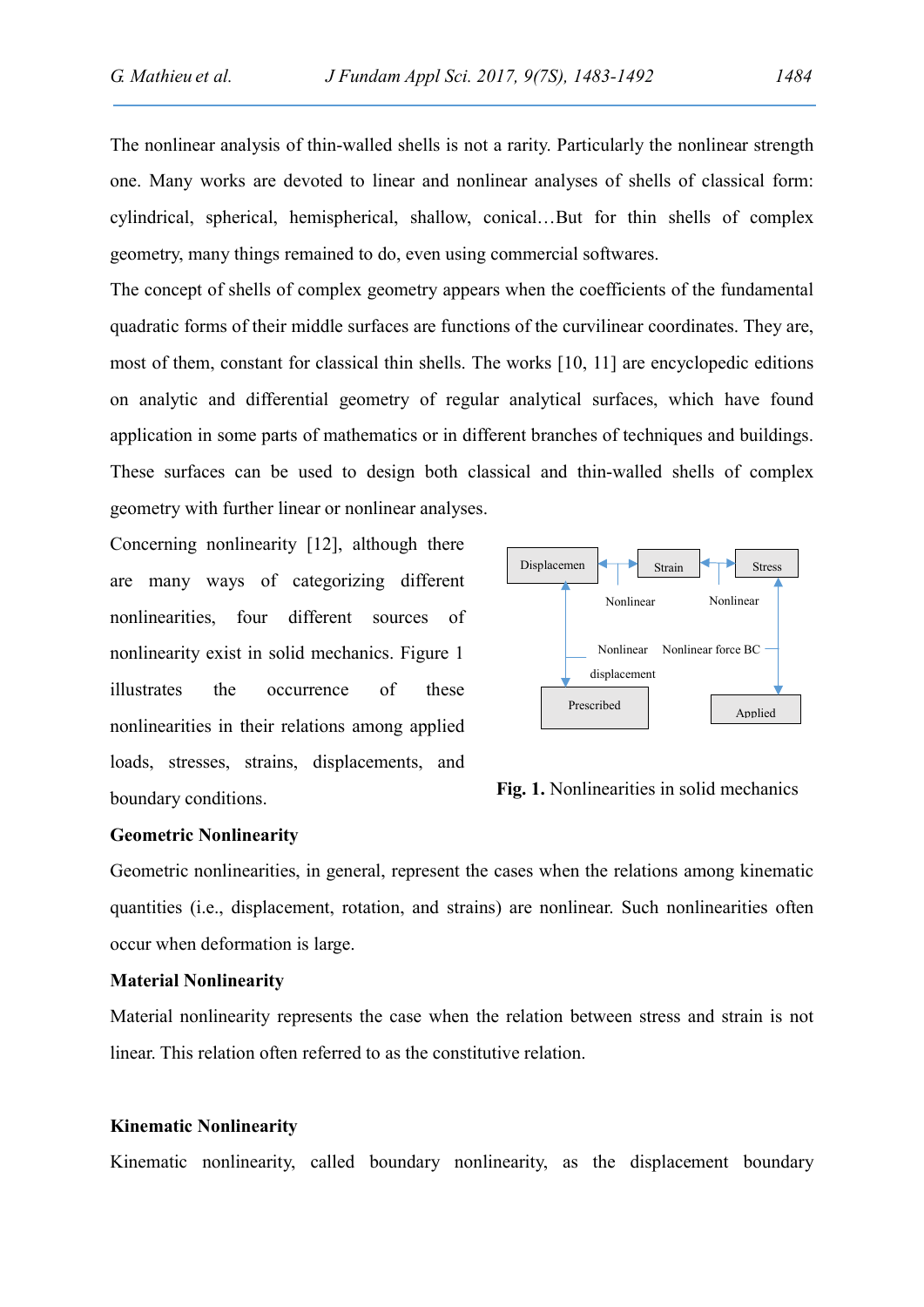The nonlinear analysis of thin-walled shells is not a rarity. Particularly the nonlinear strength one. Many works are devoted to linear and nonlinear analyses of shells of classical form: cylindrical, spherical, hemispherical, shallow, conical…But for thin shells of complex geometry, many things remained to do, even using commercial softwares.

The concept of shells of complex geometry appears when the coefficients of the fundamental quadratic forms of their middle surfaces are functions of the curvilinear coordinates. They are, most of them, constant for classical thin shells. The works [10, 11] are encyclopedic editions on analytic and differential geometry of regular analytical surfaces, which have found application in some parts of mathematics or in different branches of techniques and buildings. These surfaces can be used to design both classical and thin-walled shells of complex geometry with further linear or nonlinear analyses.

Concerning nonlinearity [12], although there are many ways of categorizing different nonlinearities, four different sources of nonlinearity exist in solid mechanics. Figure 1 illustrates the occurrence of these nonlinearities in their relations among applied loads, stresses, strains, displacements, and boundary conditions.

Displacemen | Strain | Stress | Nonlinear | Nonlinear | Nonlinear displacement | Nonlinear force BC | Prescribed | Applied

**Fig. 1.** Nonlinearities in solid mechanics

**Geometric Nonlinearity**

Geometric nonlinearities, in general, represent the cases when the relations among kinematic quantities (i.e., displacement, rotation, and strains) are nonlinear. Such nonlinearities often occur when deformation is large.

**Material Nonlinearity**

Material nonlinearity represents the case when the relation between stress and strain is not linear. This relation often referred to as the constitutive relation.

**Kinematic Nonlinearity**

Kinematic nonlinearity, called boundary nonlinearity, as the displacement boundary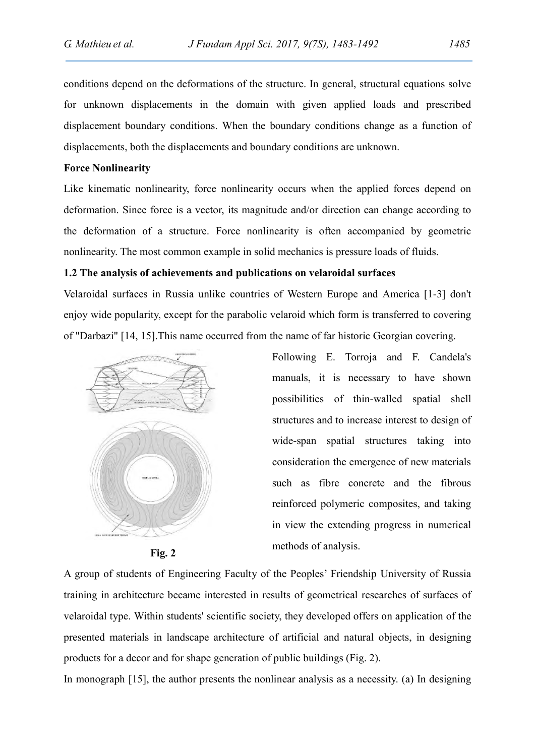conditions depend on the deformations of the structure. In general, structural equations solve for unknown displacements in the domain with given applied loads and prescribed displacement boundary conditions. When the boundary conditions change as a function of displacements, both the displacements and boundary conditions are unknown.

**Force Nonlinearity**

Like kinematic nonlinearity, force nonlinearity occurs when the applied forces depend on deformation. Since force is a vector, its magnitude and/or direction can change according to the deformation of a structure. Force nonlinearity is often accompanied by geometric nonlinearity. The most common example in solid mechanics is pressure loads of fluids.

**1.2 The analysis of achievements and publications on velaroidal surfaces**

Velaroidal surfaces in Russia unlike countries of Western Europe and America [1-3] don't enjoy wide popularity, except for the parabolic velaroid which form is transferred to covering of "Darbazi" [14, 15].This name occurred from the name of far historic Georgian covering.

Following E. Torroja and F. Candela's manuals, it is necessary to have shown possibilities of thin-walled spatial shell structures and to increase interest to design of wide-span spatial structures taking into consideration the emergence of new materials such as fibre concrete and the fibrous reinforced polymeric composites, and taking in view the extending progress in numerical methods of analysis.

**Fig. 2**

A group of students of Engineering Faculty of the Peoples' Friendship University of Russia training in architecture became interested in results of geometrical researches of surfaces of velaroidal type. Within students' scientific society, they developed offers on application of the presented materials in landscape architecture of artificial and natural objects, in designing products for a decor and for shape generation of public buildings (Fig. 2).

In monograph [15], the author presents the nonlinear analysis as a necessity. (a) In designing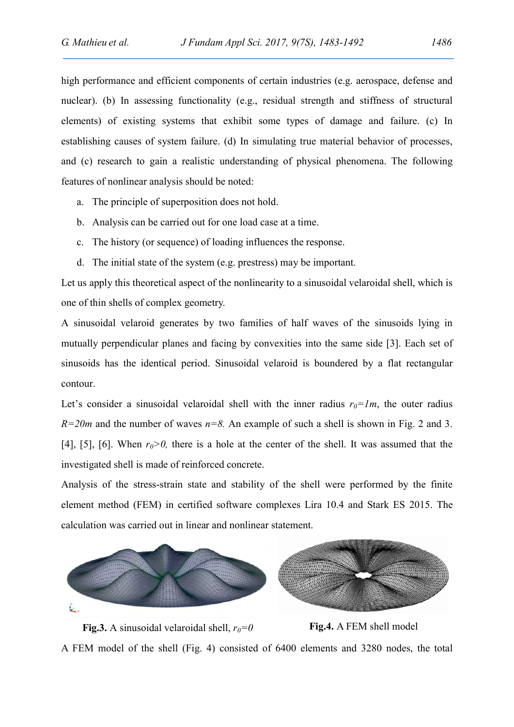high performance and efficient components of certain industries (e.g. aerospace, defense and nuclear). (b) In assessing functionality (e.g., residual strength and stiffness of structural elements) of existing systems that exhibit some types of damage and failure. (c) In establishing causes of system failure. (d) In simulating true material behavior of processes, and (c) research to gain a realistic understanding of physical phenomena. The following features of nonlinear analysis should be noted:

a. The principle of superposition does not hold.
b. Analysis can be carried out for one load case at a time.
c. The history (or sequence) of loading influences the response.
d. The initial state of the system (e.g. prestress) may be important.

Let us apply this theoretical aspect of the nonlinearity to a sinusoidal velaroidal shell, which is one of thin shells of complex geometry.

A sinusoidal velaroid generates by two families of half waves of the sinusoids lying in mutually perpendicular planes and facing by convexities into the same side [3]. Each set of sinusoids has the identical period. Sinusoidal velaroid is boundered by a flat rectangular contour.

Let's consider a sinusoidal velaroidal shell with the inner radius $r_0=1m$, the outer radius $R=20m$ and the number of waves $n=8$. An example of such a shell is shown in Fig. 2 and 3. [4], [5], [6]. When $r_0>0$, there is a hole at the center of the shell. It was assumed that the investigated shell is made of reinforced concrete.

Analysis of the stress-strain state and stability of the shell were performed by the finite element method (FEM) in certified software complexes Lira 10.4 and Stark ES 2015. The calculation was carried out in linear and nonlinear statement.

**Fig.3.** A sinusoidal velaroidal shell, $r_0=0$

**Fig.4.** A FEM shell model

A FEM model of the shell (Fig. 4) consisted of 6400 elements and 3280 nodes, the total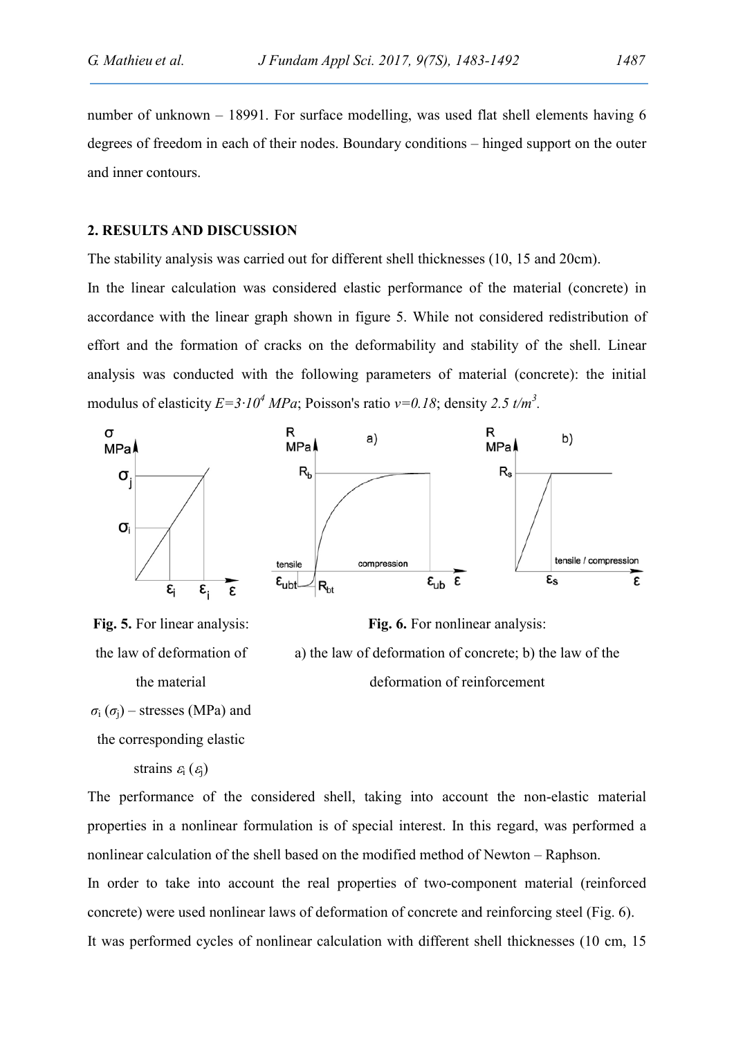number of unknown – 18991. For surface modelling, was used flat shell elements having 6 degrees of freedom in each of their nodes. Boundary conditions – hinged support on the outer and inner contours.

## 2. RESULTS AND DISCUSSION

The stability analysis was carried out for different shell thicknesses (10, 15 and 20cm).

In the linear calculation was considered elastic performance of the material (concrete) in accordance with the linear graph shown in figure 5. While not considered redistribution of effort and the formation of cracks on the deformability and stability of the shell. Linear analysis was conducted with the following parameters of material (concrete): the initial modulus of elasticity $E=3\cdot10^4$ *MPa*; Poisson's ratio $\nu=0.18$; density *2.5 t/m*$^3$.

**Fig. 5.** For linear analysis: the law of deformation of the material $\sigma_i$ ($\sigma_j$) – stresses (MPa) and the corresponding elastic strains $\varepsilon_i$ ($\varepsilon_j$)

**Fig. 6.** For nonlinear analysis: a) the law of deformation of concrete; b) the law of the deformation of reinforcement

The performance of the considered shell, taking into account the non-elastic material properties in a nonlinear formulation is of special interest. In this regard, was performed a nonlinear calculation of the shell based on the modified method of Newton – Raphson.

In order to take into account the real properties of two-component material (reinforced concrete) were used nonlinear laws of deformation of concrete and reinforcing steel (Fig. 6).

It was performed cycles of nonlinear calculation with different shell thicknesses (10 cm, 15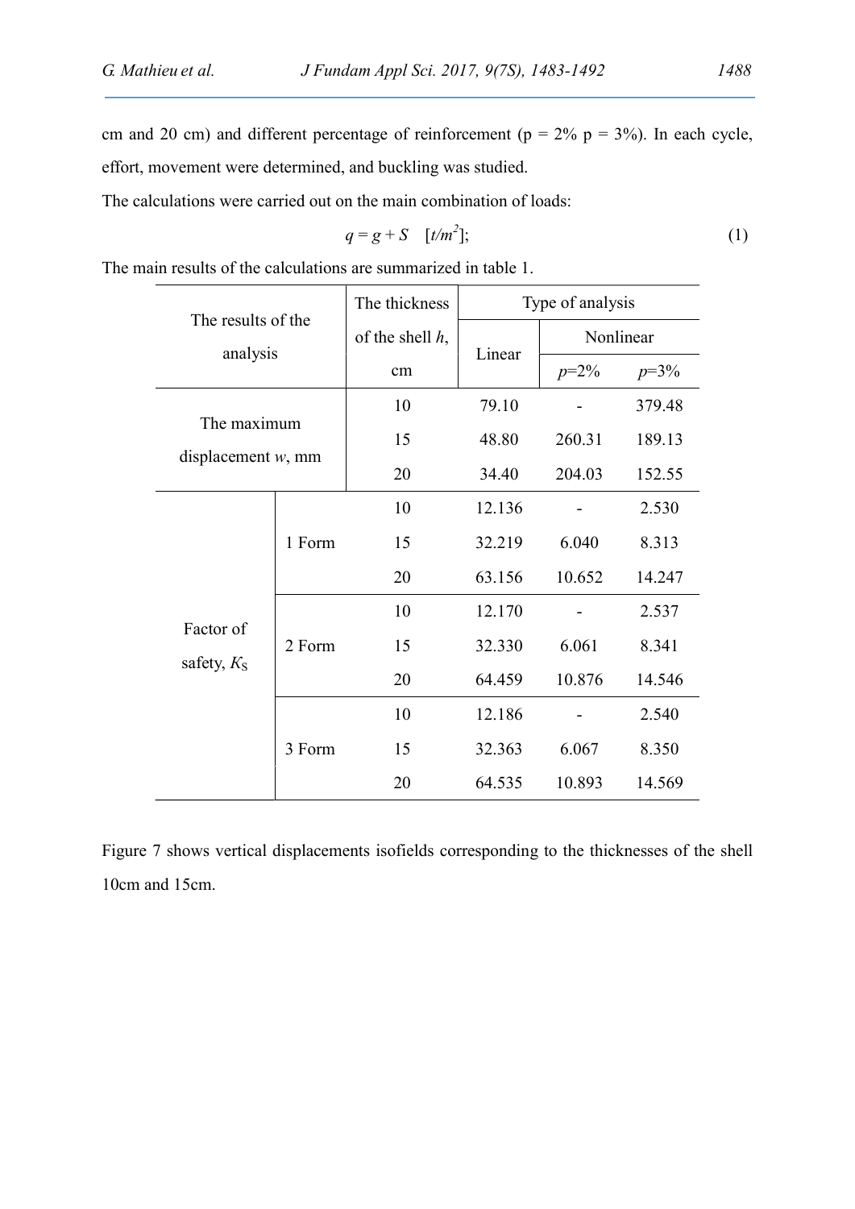cm and 20 cm) and different percentage of reinforcement (p = 2% p = 3%). In each cycle, effort, movement were determined, and buckling was studied.

The calculations were carried out on the main combination of loads:

$$q = g + S \quad [t/m^2]; \tag{1}$$

The main results of the calculations are summarized in table 1.

| The results of the analysis | | The thickness of the shell $h$, cm | Type of analysis | | |
|---|---|---|---|---|---|
| | | | Linear | Nonlinear | |
| | | | | $p$=2% | $p$=3% |
| The maximum displacement $w$, mm | | 10 | 79.10 | - | 379.48 |
| | | 15 | 48.80 | 260.31 | 189.13 |
| | | 20 | 34.40 | 204.03 | 152.55 |
| Factor of safety, $K_S$ | 1 Form | 10 | 12.136 | - | 2.530 |
| | | 15 | 32.219 | 6.040 | 8.313 |
| | | 20 | 63.156 | 10.652 | 14.247 |
| | 2 Form | 10 | 12.170 | - | 2.537 |
| | | 15 | 32.330 | 6.061 | 8.341 |
| | | 20 | 64.459 | 10.876 | 14.546 |
| | 3 Form | 10 | 12.186 | - | 2.540 |
| | | 15 | 32.363 | 6.067 | 8.350 |
| | | 20 | 64.535 | 10.893 | 14.569 |

Figure 7 shows vertical displacements isofields corresponding to the thicknesses of the shell 10cm and 15cm.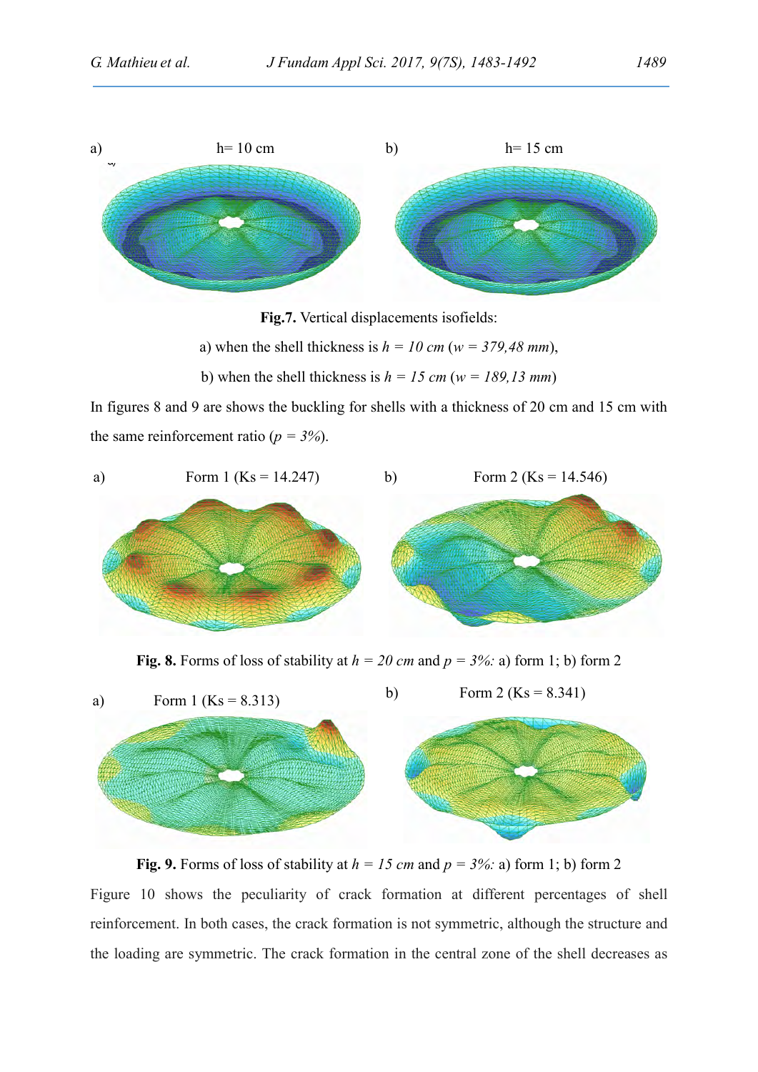a) h= 10 cm b) h= 15 cm

**Fig.7.** Vertical displacements isofields:

a) when the shell thickness is $h = 10\ cm$ ($w = 379{,}48\ mm$),

b) when the shell thickness is $h = 15\ cm$ ($w = 189{,}13\ mm$)

In figures 8 and 9 are shows the buckling for shells with a thickness of 20 cm and 15 cm with the same reinforcement ratio ($p = 3\%$).

a) Form 1 (Ks = 14.247) b) Form 2 (Ks = 14.546)

**Fig. 8.** Forms of loss of stability at $h = 20\ cm$ and $p = 3\%$: a) form 1; b) form 2

a) Form 1 (Ks = 8.313) b) Form 2 (Ks = 8.341)

**Fig. 9.** Forms of loss of stability at $h = 15\ cm$ and $p = 3\%$: a) form 1; b) form 2

Figure 10 shows the peculiarity of crack formation at different percentages of shell reinforcement. In both cases, the crack formation is not symmetric, although the structure and the loading are symmetric. The crack formation in the central zone of the shell decreases as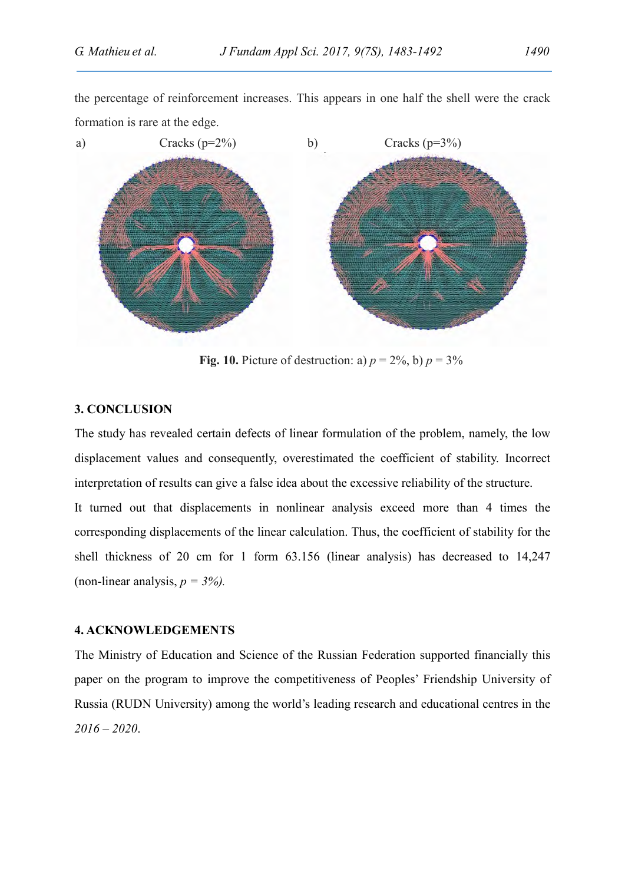the percentage of reinforcement increases. This appears in one half the shell were the crack formation is rare at the edge.

a) Cracks (p=2%) b) Cracks (p=3%)

**Fig. 10.** Picture of destruction: a) $p$ = 2%, b) $p$ = 3%

## 3. CONCLUSION

The study has revealed certain defects of linear formulation of the problem, namely, the low displacement values and consequently, overestimated the coefficient of stability. Incorrect interpretation of results can give a false idea about the excessive reliability of the structure.

It turned out that displacements in nonlinear analysis exceed more than 4 times the corresponding displacements of the linear calculation. Thus, the coefficient of stability for the shell thickness of 20 cm for 1 form 63.156 (linear analysis) has decreased to 14,247 (non-linear analysis, $p = 3\%$).

## 4. ACKNOWLEDGEMENTS

The Ministry of Education and Science of the Russian Federation supported financially this paper on the program to improve the competitiveness of Peoples' Friendship University of Russia (RUDN University) among the world's leading research and educational centres in the *2016 – 2020*.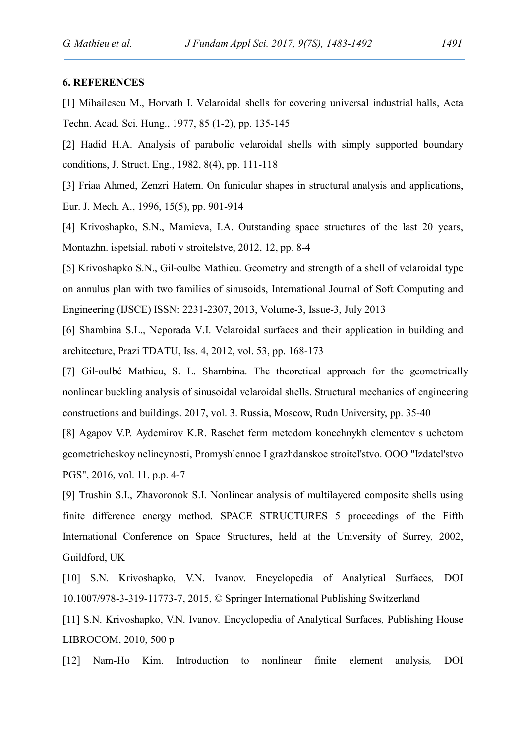## 6. REFERENCES

[1] Mihailescu M., Horvath I. Velaroidal shells for covering universal industrial halls, Acta Techn. Acad. Sci. Hung., 1977, 85 (1-2), pp. 135-145

[2] Hadid H.A. Analysis of parabolic velaroidal shells with simply supported boundary conditions, J. Struct. Eng., 1982, 8(4), pp. 111-118

[3] Friaa Ahmed, Zenzri Hatem. On funicular shapes in structural analysis and applications, Eur. J. Mech. A., 1996, 15(5), pp. 901-914

[4] Krivoshapko, S.N., Mamieva, I.A. Outstanding space structures of the last 20 years, Montazhn. ispetsial. raboti v stroitelstve, 2012, 12, pp. 8-4

[5] Krivoshapko S.N., Gil-oulbe Mathieu. Geometry and strength of a shell of velaroidal type on annulus plan with two families of sinusoids, International Journal of Soft Computing and Engineering (IJSCE) ISSN: 2231-2307, 2013, Volume-3, Issue-3, July 2013

[6] Shambina S.L., Neporada V.I. Velaroidal surfaces and their application in building and architecture, Prazi TDATU, Iss. 4, 2012, vol. 53, pp. 168-173

[7] Gil-oulbé Mathieu, S. L. Shambina. The theoretical approach for the geometrically nonlinear buckling analysis of sinusoidal velaroidal shells. Structural mechanics of engineering constructions and buildings. 2017, vol. 3. Russia, Moscow, Rudn University, pp. 35-40

[8] Agapov V.P. Aydemirov K.R. Raschet ferm metodom konechnykh elementov s uchetom geometricheskoy nelineynosti, Promyshlennoe I grazhdanskoe stroitel'stvo. OOO "Izdatel'stvo PGS", 2016, vol. 11, p.p. 4-7

[9] Trushin S.I., Zhavoronok S.I. Nonlinear analysis of multilayered composite shells using finite difference energy method. SPACE STRUCTURES 5 proceedings of the Fifth International Conference on Space Structures, held at the University of Surrey, 2002, Guildford, UK

[10] S.N. Krivoshapko, V.N. Ivanov. Encyclopedia of Analytical Surfaces*,* DOI 10.1007/978-3-319-11773-7, 2015, © Springer International Publishing Switzerland

[11] S.N. Krivoshapko, V.N. Ivanov. Encyclopedia of Analytical Surfaces*,* Publishing House LIBROCOM, 2010, 500 p

[12] Nam-Ho Kim. Introduction to nonlinear finite element analysis*,* DOI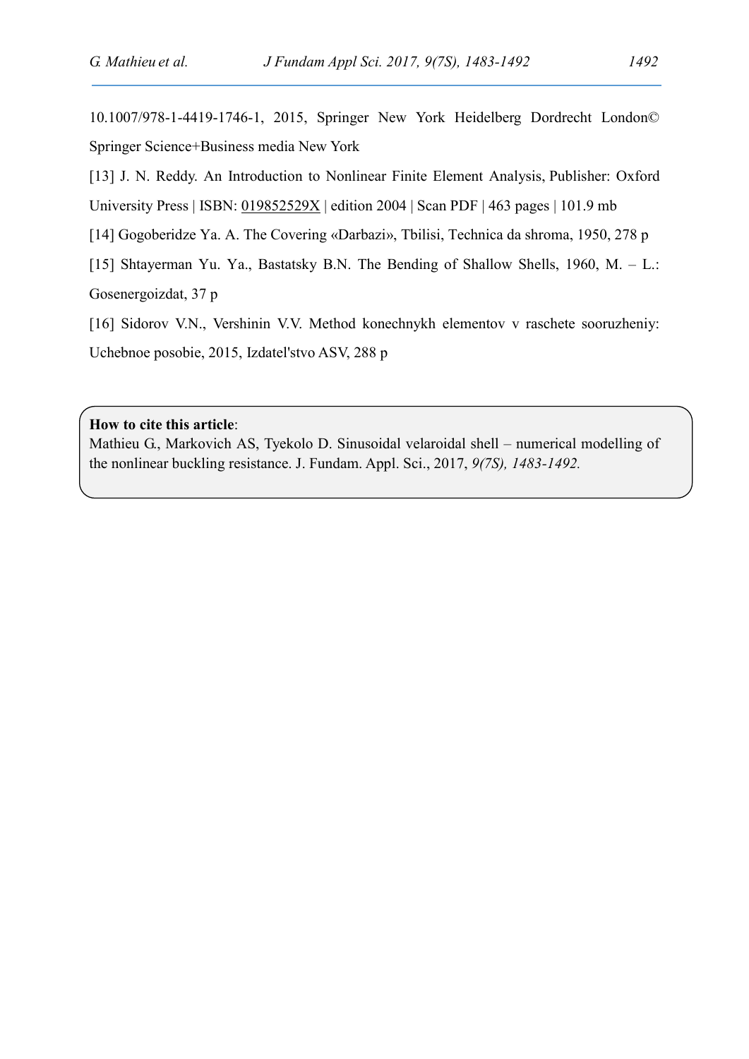10.1007/978-1-4419-1746-1, 2015, Springer New York Heidelberg Dordrecht London© Springer Science+Business media New York

[13] J. N. Reddy. An Introduction to Nonlinear Finite Element Analysis, Publisher: Oxford University Press | ISBN: 019852529X | edition 2004 | Scan PDF | 463 pages | 101.9 mb

[14] Gogoberidze Ya. A. The Covering «Darbazi», Tbilisi, Technica da shroma, 1950, 278 p

[15] Shtayerman Yu. Ya., Bastatsky B.N. The Bending of Shallow Shells, 1960, M. – L.: Gosenergoizdat, 37 p

[16] Sidorov V.N., Vershinin V.V. Method konechnykh elementov v raschete sooruzheniy: Uchebnoe posobie, 2015, Izdatel'stvo ASV, 288 p

**How to cite this article**:
Mathieu G., Markovich AS, Tyekolo D. Sinusoidal velaroidal shell – numerical modelling of the nonlinear buckling resistance. J. Fundam. Appl. Sci., 2017, *9(7S), 1483-1492.*